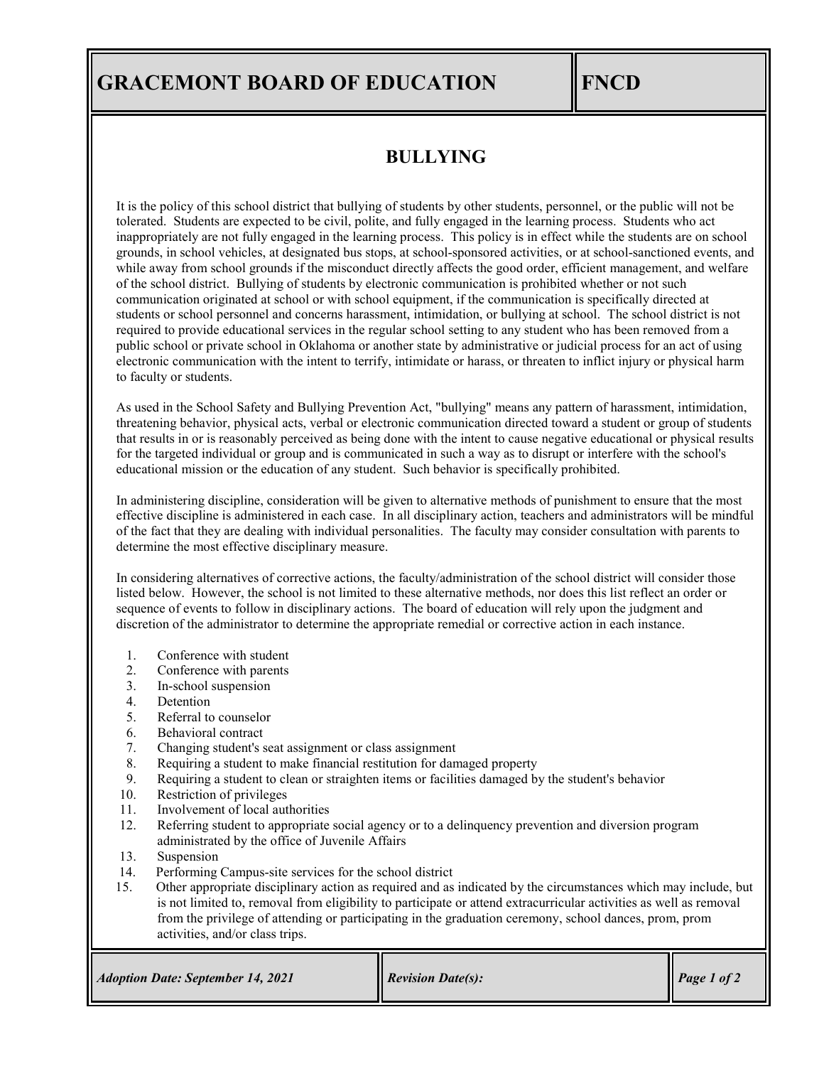# GRACEMONT BOARD OF EDUCATION

**FNCD**

## BULLYING

It is the policy of this school district that bullying of students by other students, personnel, or the public will not be tolerated. Students are expected to be civil, polite, and fully engaged in the learning process. Students who act inappropriately are not fully engaged in the learning process. This policy is in effect while the students are on school grounds, in school vehicles, at designated bus stops, at school-sponsored activities, or at school-sanctioned events, and while away from school grounds if the misconduct directly affects the good order, efficient management, and welfare of the school district. Bullying of students by electronic communication is prohibited whether or not such communication originated at school or with school equipment, if the communication is specifically directed at students or school personnel and concerns harassment, intimidation, or bullying at school. The school district is not required to provide educational services in the regular school setting to any student who has been removed from a public school or private school in Oklahoma or another state by administrative or judicial process for an act of using electronic communication with the intent to terrify, intimidate or harass, or threaten to inflict injury or physical harm to faculty or students.

As used in the School Safety and Bullying Prevention Act, "bullying" means any pattern of harassment, intimidation, threatening behavior, physical acts, verbal or electronic communication directed toward a student or group of students that results in or is reasonably perceived as being done with the intent to cause negative educational or physical results for the targeted individual or group and is communicated in such a way as to disrupt or interfere with the school's educational mission or the education of any student. Such behavior is specifically prohibited.

In administering discipline, consideration will be given to alternative methods of punishment to ensure that the most effective discipline is administered in each case. In all disciplinary action, teachers and administrators will be mindful of the fact that they are dealing with individual personalities. The faculty may consider consultation with parents to determine the most effective disciplinary measure.

In considering alternatives of corrective actions, the faculty/administration of the school district will consider those listed below. However, the school is not limited to these alternative methods, nor does this list reflect an order or sequence of events to follow in disciplinary actions. The board of education will rely upon the judgment and discretion of the administrator to determine the appropriate remedial or corrective action in each instance.

1. Conference with student
2. Conference with parents
3. In-school suspension
4. Detention
5. Referral to counselor
6. Behavioral contract
7. Changing student's seat assignment or class assignment
8. Requiring a student to make financial restitution for damaged property
9. Requiring a student to clean or straighten items or facilities damaged by the student's behavior
10. Restriction of privileges
11. Involvement of local authorities
12. Referring student to appropriate social agency or to a delinquency prevention and diversion program administrated by the office of Juvenile Affairs
13. Suspension
14. Performing Campus-site services for the school district
15. Other appropriate disciplinary action as required and as indicated by the circumstances which may include, but is not limited to, removal from eligibility to participate or attend extracurricular activities as well as removal from the privilege of attending or participating in the graduation ceremony, school dances, prom, prom activities, and/or class trips.

*Adoption Date: September 14, 2021* | *Revision Date(s):*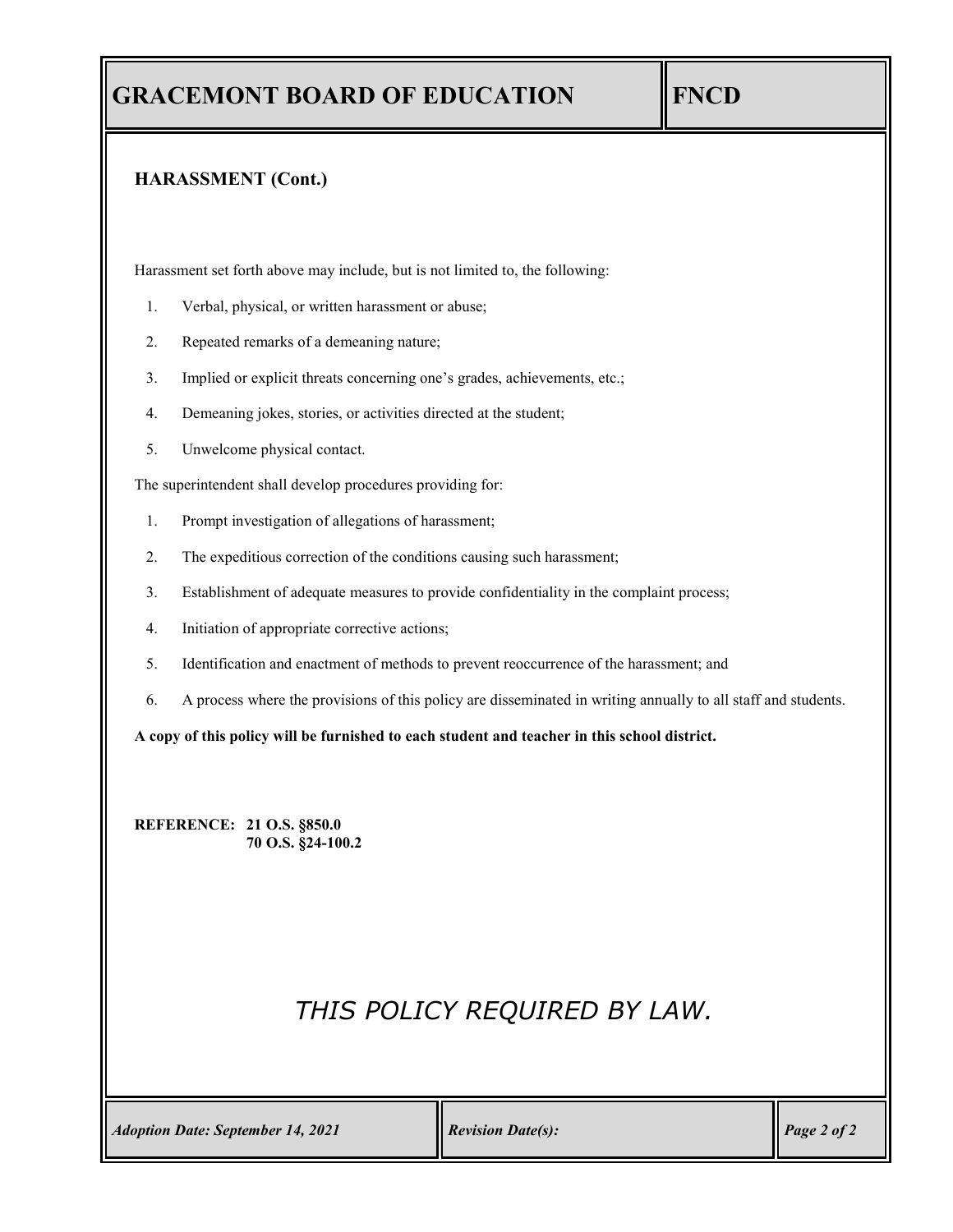**HARASSMENT (Cont.)**

Harassment set forth above may include, but is not limited to, the following:

1. Verbal, physical, or written harassment or abuse;
2. Repeated remarks of a demeaning nature;
3. Implied or explicit threats concerning one's grades, achievements, etc.;
4. Demeaning jokes, stories, or activities directed at the student;
5. Unwelcome physical contact.

The superintendent shall develop procedures providing for:

1. Prompt investigation of allegations of harassment;
2. The expeditious correction of the conditions causing such harassment;
3. Establishment of adequate measures to provide confidentiality in the complaint process;
4. Initiation of appropriate corrective actions;
5. Identification and enactment of methods to prevent reoccurrence of the harassment; and
6. A process where the provisions of this policy are disseminated in writing annually to all staff and students.

**A copy of this policy will be furnished to each student and teacher in this school district.**

**REFERENCE: 21 O.S. §850.0**
**70 O.S. §24-100.2**

*THIS POLICY REQUIRED BY LAW.*

***Adoption Date: September 14, 2021*** | ***Revision Date(s):***